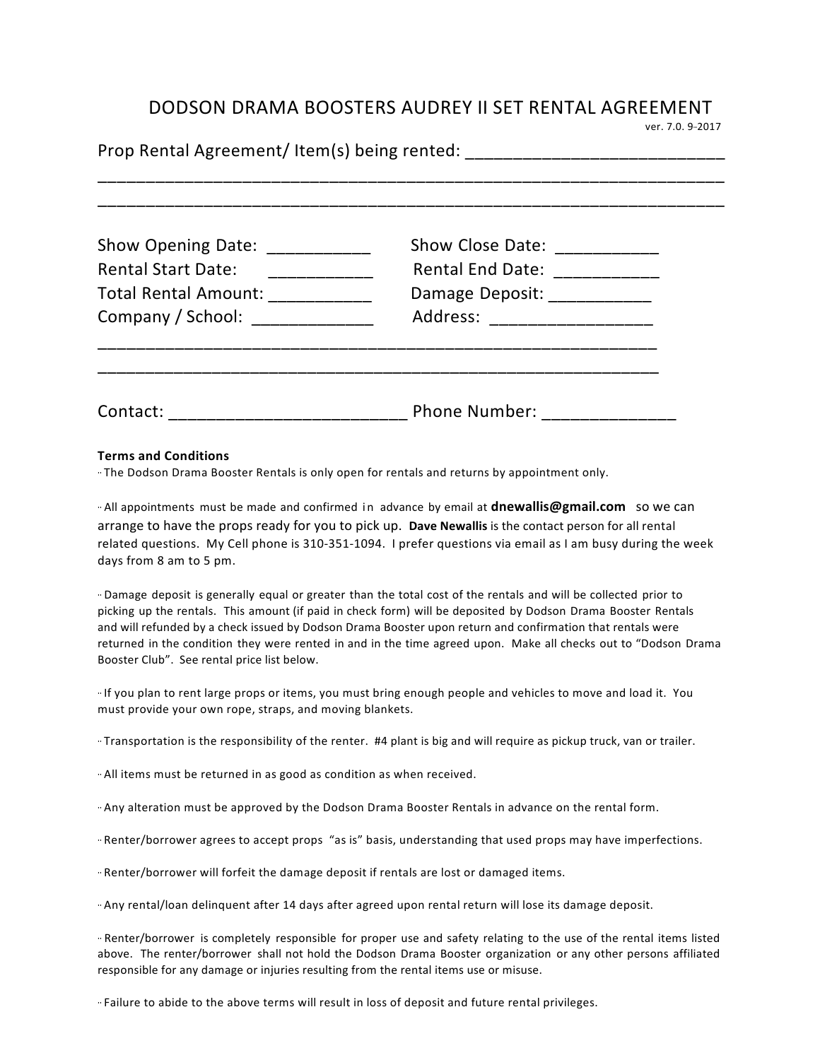# DODSON DRAMA BOOSTERS AUDREY II SET RENTAL AGREEMENT

ver. 7.0. 9-2017

Prop Rental Agreement/ Item(s) being rented: ___________________________
_______________________________________________________________________
_______________________________________________________________________

Show Opening Date: ___________ Show Close Date: ___________
Rental Start Date: ___________ Rental End Date: ___________
Total Rental Amount: ___________ Damage Deposit: ___________
Company / School: _____________ Address: _________________
_______________________________________________________________
_______________________________________________________________

Contact: _________________________ Phone Number: ______________

**Terms and Conditions**

- The Dodson Drama Booster Rentals is only open for rentals and returns by appointment only.

- All appointments must be made and confirmed in advance by email at **dnewallis@gmail.com** so we can arrange to have the props ready for you to pick up. **Dave Newallis** is the contact person for all rental related questions. My Cell phone is 310-351-1094. I prefer questions via email as I am busy during the week days from 8 am to 5 pm.

- Damage deposit is generally equal or greater than the total cost of the rentals and will be collected prior to picking up the rentals. This amount (if paid in check form) will be deposited by Dodson Drama Booster Rentals and will refunded by a check issued by Dodson Drama Booster upon return and confirmation that rentals were returned in the condition they were rented in and in the time agreed upon. Make all checks out to "Dodson Drama Booster Club". See rental price list below.

- If you plan to rent large props or items, you must bring enough people and vehicles to move and load it. You must provide your own rope, straps, and moving blankets.

- Transportation is the responsibility of the renter. #4 plant is big and will require as pickup truck, van or trailer.

- All items must be returned in as good as condition as when received.

- Any alteration must be approved by the Dodson Drama Booster Rentals in advance on the rental form.

- Renter/borrower agrees to accept props "as is" basis, understanding that used props may have imperfections.

- Renter/borrower will forfeit the damage deposit if rentals are lost or damaged items.

- Any rental/loan delinquent after 14 days after agreed upon rental return will lose its damage deposit.

- Renter/borrower is completely responsible for proper use and safety relating to the use of the rental items listed above. The renter/borrower shall not hold the Dodson Drama Booster organization or any other persons affiliated responsible for any damage or injuries resulting from the rental items use or misuse.

- Failure to abide to the above terms will result in loss of deposit and future rental privileges.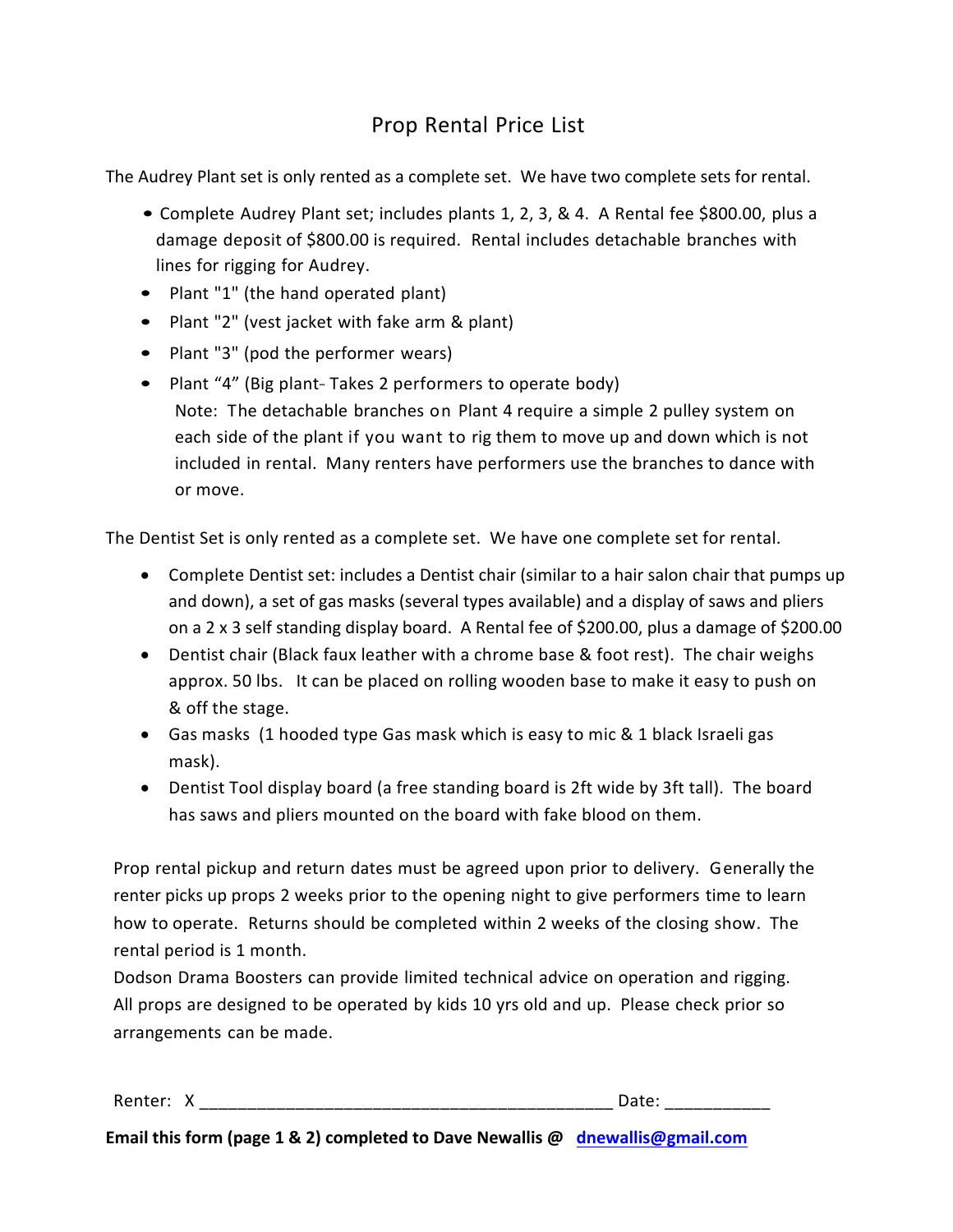# Prop Rental Price List

The Audrey Plant set is only rented as a complete set. We have two complete sets for rental.

- Complete Audrey Plant set; includes plants 1, 2, 3, & 4. A Rental fee $800.00, plus a damage deposit of $800.00 is required. Rental includes detachable branches with lines for rigging for Audrey.
- Plant "1" (the hand operated plant)
- Plant "2" (vest jacket with fake arm & plant)
- Plant "3" (pod the performer wears)
- Plant "4" (Big plant- Takes 2 performers to operate body)
  Note: The detachable branches on Plant 4 require a simple 2 pulley system on each side of the plant if you want to rig them to move up and down which is not included in rental. Many renters have performers use the branches to dance with or move.

The Dentist Set is only rented as a complete set. We have one complete set for rental.

- Complete Dentist set: includes a Dentist chair (similar to a hair salon chair that pumps up and down), a set of gas masks (several types available) and a display of saws and pliers on a 2 x 3 self standing display board. A Rental fee of $200.00, plus a damage of $200.00
- Dentist chair (Black faux leather with a chrome base & foot rest). The chair weighs approx. 50 lbs. It can be placed on rolling wooden base to make it easy to push on & off the stage.
- Gas masks (1 hooded type Gas mask which is easy to mic & 1 black Israeli gas mask).
- Dentist Tool display board (a free standing board is 2ft wide by 3ft tall). The board has saws and pliers mounted on the board with fake blood on them.

Prop rental pickup and return dates must be agreed upon prior to delivery. Generally the renter picks up props 2 weeks prior to the opening night to give performers time to learn how to operate. Returns should be completed within 2 weeks of the closing show. The rental period is 1 month.

Dodson Drama Boosters can provide limited technical advice on operation and rigging. All props are designed to be operated by kids 10 yrs old and up. Please check prior so arrangements can be made.

Renter: X ____________________________________________ Date: ___________

**Email this form (page 1 & 2) completed to Dave Newallis @ dnewallis@gmail.com**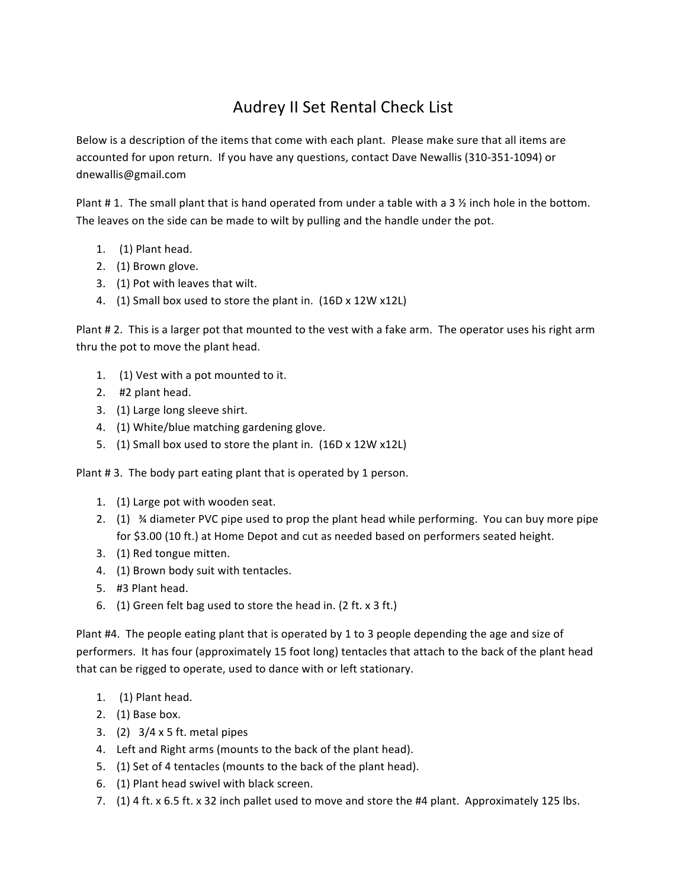# Audrey II Set Rental Check List

Below is a description of the items that come with each plant. Please make sure that all items are accounted for upon return. If you have any questions, contact Dave Newallis (310-351-1094) or dnewallis@gmail.com

Plant # 1. The small plant that is hand operated from under a table with a 3 ½ inch hole in the bottom. The leaves on the side can be made to wilt by pulling and the handle under the pot.

1. (1) Plant head.
2. (1) Brown glove.
3. (1) Pot with leaves that wilt.
4. (1) Small box used to store the plant in. (16D x 12W x12L)

Plant # 2. This is a larger pot that mounted to the vest with a fake arm. The operator uses his right arm thru the pot to move the plant head.

1. (1) Vest with a pot mounted to it.
2. #2 plant head.
3. (1) Large long sleeve shirt.
4. (1) White/blue matching gardening glove.
5. (1) Small box used to store the plant in. (16D x 12W x12L)

Plant # 3. The body part eating plant that is operated by 1 person.

1. (1) Large pot with wooden seat.
2. (1) ¾ diameter PVC pipe used to prop the plant head while performing. You can buy more pipe for $3.00 (10 ft.) at Home Depot and cut as needed based on performers seated height.
3. (1) Red tongue mitten.
4. (1) Brown body suit with tentacles.
5. #3 Plant head.
6. (1) Green felt bag used to store the head in. (2 ft. x 3 ft.)

Plant #4. The people eating plant that is operated by 1 to 3 people depending the age and size of performers. It has four (approximately 15 foot long) tentacles that attach to the back of the plant head that can be rigged to operate, used to dance with or left stationary.

1. (1) Plant head.
2. (1) Base box.
3. (2) 3/4 x 5 ft. metal pipes
4. Left and Right arms (mounts to the back of the plant head).
5. (1) Set of 4 tentacles (mounts to the back of the plant head).
6. (1) Plant head swivel with black screen.
7. (1) 4 ft. x 6.5 ft. x 32 inch pallet used to move and store the #4 plant. Approximately 125 lbs.